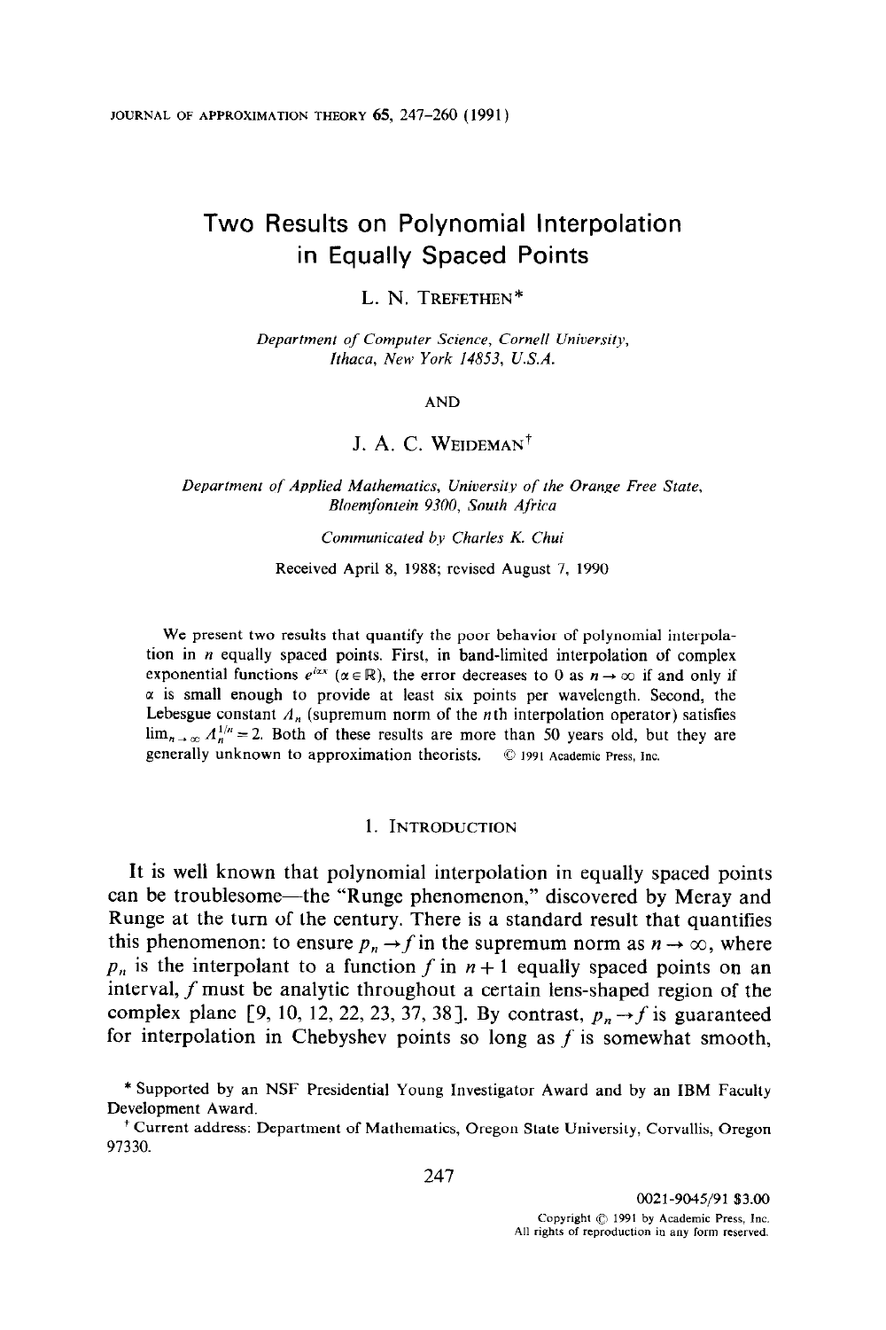# Two Results on Polynomial Interpolation in Equally Spaced Points

L. N. Trefethen*

*Department of Computer Science, Cornell University, Ithaca, New York 14853, U.S.A.*

AND

J. A. C. Weideman†

*Department of Applied Mathematics, University of the Orange Free State, Bloemfontein 9300, South Africa*

*Communicated by Charles K. Chui*

Received April 8, 1988; revised August 7, 1990

We present two results that quantify the poor behavior of polynomial interpolation in $n$ equally spaced points. First, in band-limited interpolation of complex exponential functions $e^{i\alpha x}$ ($\alpha \in \mathbb{R}$), the error decreases to 0 as $n \to \infty$ if and only if $\alpha$ is small enough to provide at least six points per wavelength. Second, the Lebesgue constant $\Lambda_n$ (supremum norm of the $n$th interpolation operator) satisfies $\lim_{n\to\infty} \Lambda_n^{1/n} = 2$. Both of these results are more than 50 years old, but they are generally unknown to approximation theorists. © 1991 Academic Press, Inc.

## 1. Introduction

It is well known that polynomial interpolation in equally spaced points can be troublesome—the "Runge phenomenon," discovered by Meray and Runge at the turn of the century. There is a standard result that quantifies this phenomenon: to ensure $p_n \to f$ in the supremum norm as $n \to \infty$, where $p_n$ is the interpolant to a function $f$ in $n+1$ equally spaced points on an interval, $f$ must be analytic throughout a certain lens-shaped region of the complex plane [9, 10, 12, 22, 23, 37, 38]. By contrast, $p_n \to f$ is guaranteed for interpolation in Chebyshev points so long as $f$ is somewhat smooth,

* Supported by an NSF Presidential Young Investigator Award and by an IBM Faculty Development Award.

† Current address: Department of Mathematics, Oregon State University, Corvallis, Oregon 97330.

0021-9045/91 $3.00
Copyright © 1991 by Academic Press, Inc.
All rights of reproduction in any form reserved.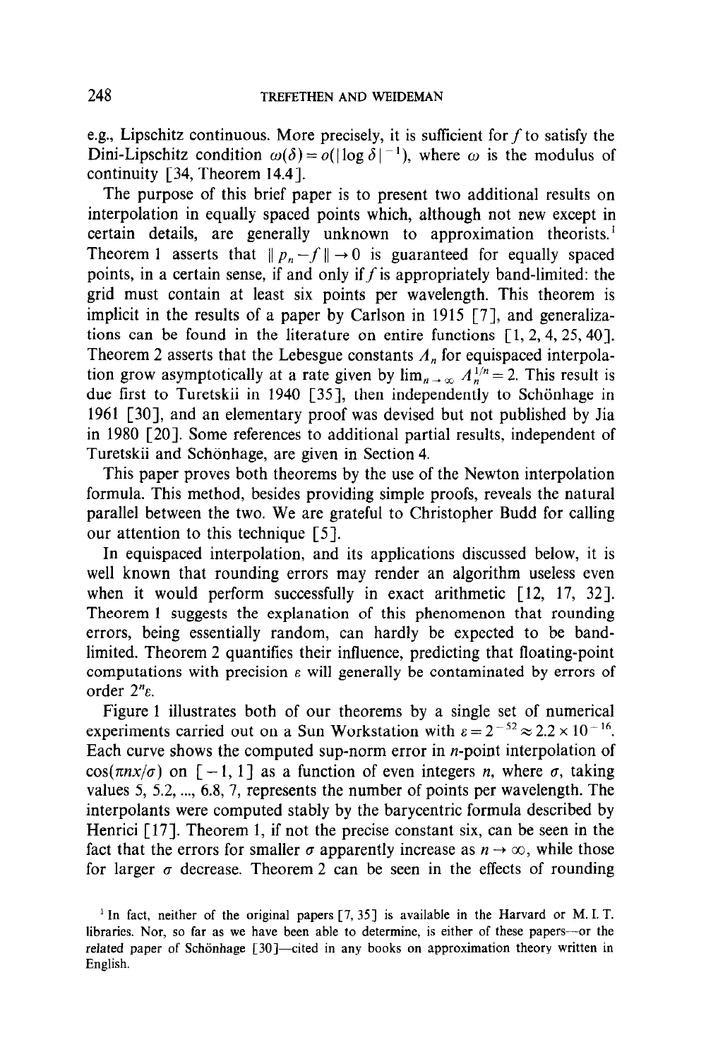e.g., Lipschitz continuous. More precisely, it is sufficient for $f$ to satisfy the Dini-Lipschitz condition $\omega(\delta) = o(|\log \delta|^{-1})$, where $\omega$ is the modulus of continuity [34, Theorem 14.4].

The purpose of this brief paper is to present two additional results on interpolation in equally spaced points which, although not new except in certain details, are generally unknown to approximation theorists.[1] Theorem 1 asserts that $\| p_n - f \| \to 0$ is guaranteed for equally spaced points, in a certain sense, if and only if $f$ is appropriately band-limited: the grid must contain at least six points per wavelength. This theorem is implicit in the results of a paper by Carlson in 1915 [7], and generalizations can be found in the literature on entire functions [1, 2, 4, 25, 40]. Theorem 2 asserts that the Lebesgue constants $\Lambda_n$ for equispaced interpolation grow asymptotically at a rate given by $\lim_{n \to \infty} \Lambda_n^{1/n} = 2$. This result is due first to Turetskii in 1940 [35], then independently to Schönhage in 1961 [30], and an elementary proof was devised but not published by Jia in 1980 [20]. Some references to additional partial results, independent of Turetskii and Schönhage, are given in Section 4.

This paper proves both theorems by the use of the Newton interpolation formula. This method, besides providing simple proofs, reveals the natural parallel between the two. We are grateful to Christopher Budd for calling our attention to this technique [5].

In equispaced interpolation, and its applications discussed below, it is well known that rounding errors may render an algorithm useless even when it would perform successfully in exact arithmetic [12, 17, 32]. Theorem 1 suggests the explanation of this phenomenon that rounding errors, being essentially random, can hardly be expected to be band-limited. Theorem 2 quantifies their influence, predicting that floating-point computations with precision $\varepsilon$ will generally be contaminated by errors of order $2^n \varepsilon$.

Figure 1 illustrates both of our theorems by a single set of numerical experiments carried out on a Sun Workstation with $\varepsilon = 2^{-52} \approx 2.2 \times 10^{-16}$. Each curve shows the computed sup-norm error in $n$-point interpolation of $\cos(\pi n x/\sigma)$ on $[-1, 1]$ as a function of even integers $n$, where $\sigma$, taking values 5, 5.2, ..., 6.8, 7, represents the number of points per wavelength. The interpolants were computed stably by the barycentric formula described by Henrici [17]. Theorem 1, if not the precise constant six, can be seen in the fact that the errors for smaller $\sigma$ apparently increase as $n \to \infty$, while those for larger $\sigma$ decrease. Theorem 2 can be seen in the effects of rounding

[1] In fact, neither of the original papers [7, 35] is available in the Harvard or M. I. T. libraries. Nor, so far as we have been able to determine, is either of these papers—or the related paper of Schönhage [30]—cited in any books on approximation theory written in English.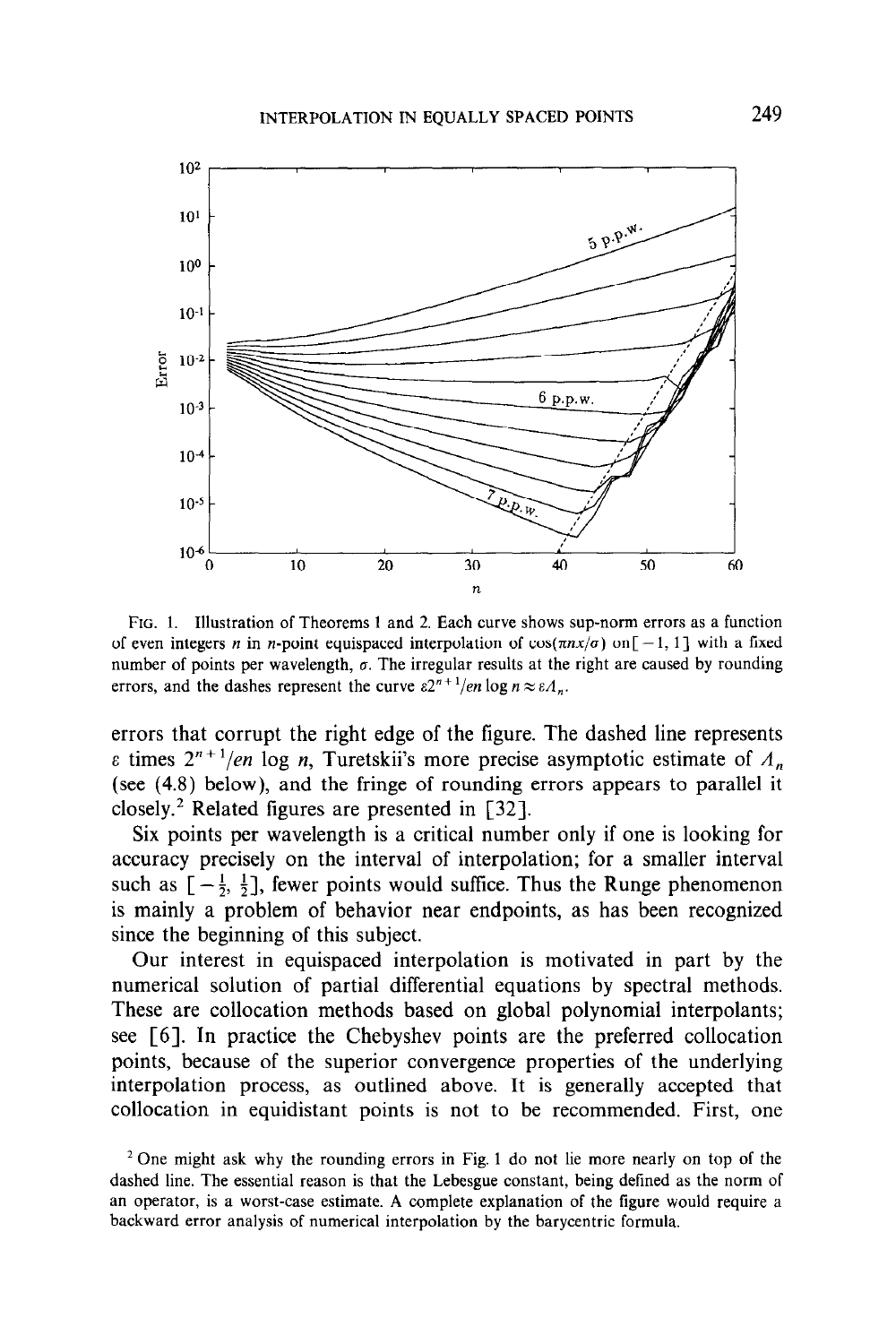FIG. 1. Illustration of Theorems 1 and 2. Each curve shows sup-norm errors as a function of even integers $n$ in $n$-point equispaced interpolation of $\cos(\pi n x/\sigma)$ on $[-1, 1]$ with a fixed number of points per wavelength, $\sigma$. The irregular results at the right are caused by rounding errors, and the dashes represent the curve $\varepsilon 2^{n+1}/en \log n \approx \varepsilon \Lambda_n$.

errors that corrupt the right edge of the figure. The dashed line represents $\varepsilon$ times $2^{n+1}/en \log n$, Turetskii's more precise asymptotic estimate of $\Lambda_n$ (see (4.8) below), and the fringe of rounding errors appears to parallel it closely.[2] Related figures are presented in [32].

Six points per wavelength is a critical number only if one is looking for accuracy precisely on the interval of interpolation; for a smaller interval such as $[-\frac{1}{2}, \frac{1}{2}]$, fewer points would suffice. Thus the Runge phenomenon is mainly a problem of behavior near endpoints, as has been recognized since the beginning of this subject.

Our interest in equispaced interpolation is motivated in part by the numerical solution of partial differential equations by spectral methods. These are collocation methods based on global polynomial interpolants; see [6]. In practice the Chebyshev points are the preferred collocation points, because of the superior convergence properties of the underlying interpolation process, as outlined above. It is generally accepted that collocation in equidistant points is not to be recommended. First, one

[2] One might ask why the rounding errors in Fig. 1 do not lie more nearly on top of the dashed line. The essential reason is that the Lebesgue constant, being defined as the norm of an operator, is a worst-case estimate. A complete explanation of the figure would require a backward error analysis of numerical interpolation by the barycentric formula.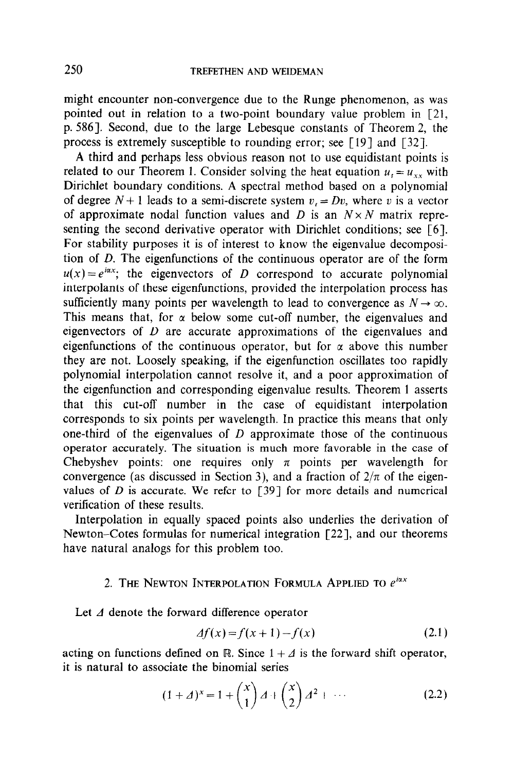might encounter non-convergence due to the Runge phenomenon, as was pointed out in relation to a two-point boundary value problem in [21, p. 586]. Second, due to the large Lebesque constants of Theorem 2, the process is extremely susceptible to rounding error; see [19] and [32].

A third and perhaps less obvious reason not to use equidistant points is related to our Theorem 1. Consider solving the heat equation $u_t = u_{xx}$ with Dirichlet boundary conditions. A spectral method based on a polynomial of degree $N+1$ leads to a semi-discrete system $v_t = Dv$, where $v$ is a vector of approximate nodal function values and $D$ is an $N \times N$ matrix representing the second derivative operator with Dirichlet conditions; see [6]. For stability purposes it is of interest to know the eigenvalue decomposition of $D$. The eigenfunctions of the continuous operator are of the form $u(x) = e^{i\alpha x}$; the eigenvectors of $D$ correspond to accurate polynomial interpolants of these eigenfunctions, provided the interpolation process has sufficiently many points per wavelength to lead to convergence as $N \to \infty$. This means that, for $\alpha$ below some cut-off number, the eigenvalues and eigenvectors of $D$ are accurate approximations of the eigenvalues and eigenfunctions of the continuous operator, but for $\alpha$ above this number they are not. Loosely speaking, if the eigenfunction oscillates too rapidly polynomial interpolation cannot resolve it, and a poor approximation of the eigenfunction and corresponding eigenvalue results. Theorem 1 asserts that this cut-off number in the case of equidistant interpolation corresponds to six points per wavelength. In practice this means that only one-third of the eigenvalues of $D$ approximate those of the continuous operator accurately. The situation is much more favorable in the case of Chebyshev points: one requires only $\pi$ points per wavelength for convergence (as discussed in Section 3), and a fraction of $2/\pi$ of the eigenvalues of $D$ is accurate. We refer to [39] for more details and numerical verification of these results.

Interpolation in equally spaced points also underlies the derivation of Newton–Cotes formulas for numerical integration [22], and our theorems have natural analogs for this problem too.

## 2. The Newton Interpolation Formula Applied to $e^{i\alpha x}$

Let $\Delta$ denote the forward difference operator

$$\Delta f(x) = f(x+1) - f(x) \tag{2.1}$$

acting on functions defined on $\mathbb{R}$. Since $1 + \Delta$ is the forward shift operator, it is natural to associate the binomial series

$$(1+\Delta)^x = 1 + \binom{x}{1}\Delta + \binom{x}{2}\Delta^2 + \cdots \tag{2.2}$$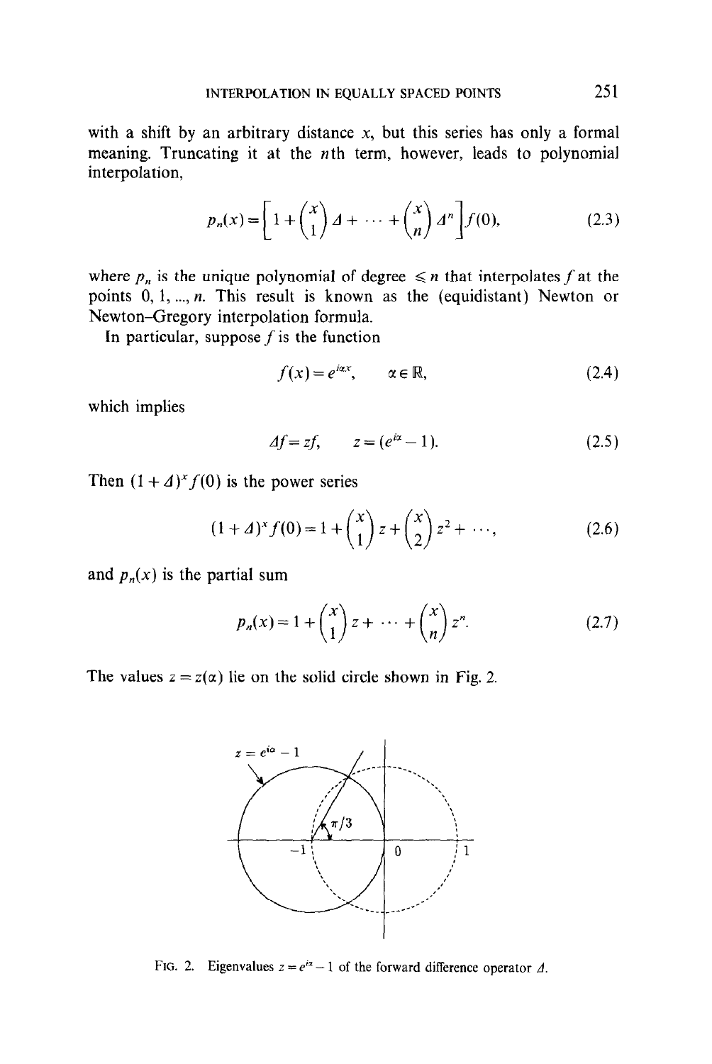with a shift by an arbitrary distance $x$, but this series has only a formal meaning. Truncating it at the $n$th term, however, leads to polynomial interpolation,

$$p_n(x) = \left[1 + \binom{x}{1} \Delta + \cdots + \binom{x}{n} \Delta^n\right] f(0), \tag{2.3}$$

where $p_n$ is the unique polynomial of degree $\leqslant n$ that interpolates $f$ at the points $0, 1, ..., n$. This result is known as the (equidistant) Newton or Newton–Gregory interpolation formula.

In particular, suppose $f$ is the function

$$f(x) = e^{i\alpha x}, \qquad \alpha \in \mathbb{R}, \tag{2.4}$$

which implies

$$\Delta f = zf, \qquad z = (e^{i\alpha} - 1). \tag{2.5}$$

Then $(1 + \Delta)^x f(0)$ is the power series

$$(1 + \Delta)^x f(0) = 1 + \binom{x}{1} z + \binom{x}{2} z^2 + \cdots, \tag{2.6}$$

and $p_n(x)$ is the partial sum

$$p_n(x) = 1 + \binom{x}{1} z + \cdots + \binom{x}{n} z^n. \tag{2.7}$$

The values $z = z(\alpha)$ lie on the solid circle shown in Fig. 2.

FIG. 2. Eigenvalues $z = e^{i\alpha} - 1$ of the forward difference operator $\Delta$.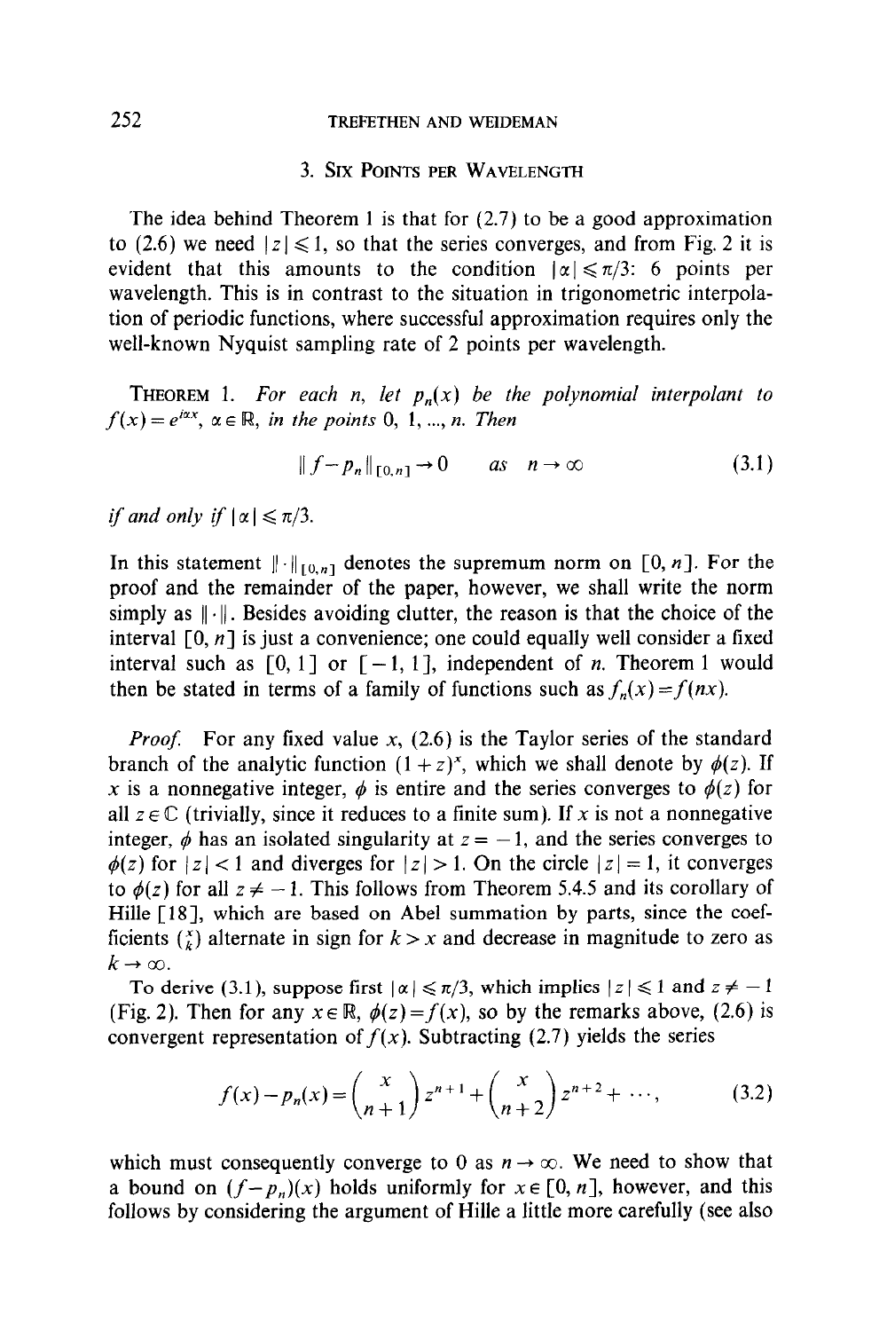## 3. Six Points per Wavelength

The idea behind Theorem 1 is that for (2.7) to be a good approximation to (2.6) we need $|z| \leqslant 1$, so that the series converges, and from Fig. 2 it is evident that this amounts to the condition $|\alpha| \leqslant \pi/3$: 6 points per wavelength. This is in contrast to the situation in trigonometric interpolation of periodic functions, where successful approximation requires only the well-known Nyquist sampling rate of 2 points per wavelength.

THEOREM 1. *For each $n$, let $p_n(x)$ be the polynomial interpolant to $f(x) = e^{i\alpha x}$, $\alpha \in \mathbb{R}$, in the points $0, 1, ..., n$. Then*

$$\| f - p_n \|_{[0,n]} \to 0 \qquad \text{as} \quad n \to \infty \tag{3.1}$$

*if and only if $|\alpha| \leqslant \pi/3$.*

In this statement $\|\cdot\|_{[0,n]}$ denotes the supremum norm on $[0, n]$. For the proof and the remainder of the paper, however, we shall write the norm simply as $\|\cdot\|$. Besides avoiding clutter, the reason is that the choice of the interval $[0, n]$ is just a convenience; one could equally well consider a fixed interval such as $[0, 1]$ or $[-1, 1]$, independent of $n$. Theorem 1 would then be stated in terms of a family of functions such as $f_n(x) = f(nx)$.

*Proof.* For any fixed value $x$, (2.6) is the Taylor series of the standard branch of the analytic function $(1+z)^x$, which we shall denote by $\phi(z)$. If $x$ is a nonnegative integer, $\phi$ is entire and the series converges to $\phi(z)$ for all $z \in \mathbb{C}$ (trivially, since it reduces to a finite sum). If $x$ is not a nonnegative integer, $\phi$ has an isolated singularity at $z = -1$, and the series converges to $\phi(z)$ for $|z| < 1$ and diverges for $|z| > 1$. On the circle $|z| = 1$, it converges to $\phi(z)$ for all $z \neq -1$. This follows from Theorem 5.4.5 and its corollary of Hille [18], which are based on Abel summation by parts, since the coefficients $\binom{x}{k}$ alternate in sign for $k > x$ and decrease in magnitude to zero as $k \to \infty$.

To derive (3.1), suppose first $|\alpha| \leqslant \pi/3$, which implies $|z| \leqslant 1$ and $z \neq -1$ (Fig. 2). Then for any $x \in \mathbb{R}$, $\phi(z) = f(x)$, so by the remarks above, (2.6) is convergent representation of $f(x)$. Subtracting (2.7) yields the series

$$f(x) - p_n(x) = \binom{x}{n+1} z^{n+1} + \binom{x}{n+2} z^{n+2} + \cdots, \tag{3.2}$$

which must consequently converge to 0 as $n \to \infty$. We need to show that a bound on $(f - p_n)(x)$ holds uniformly for $x \in [0, n]$, however, and this follows by considering the argument of Hille a little more carefully (see also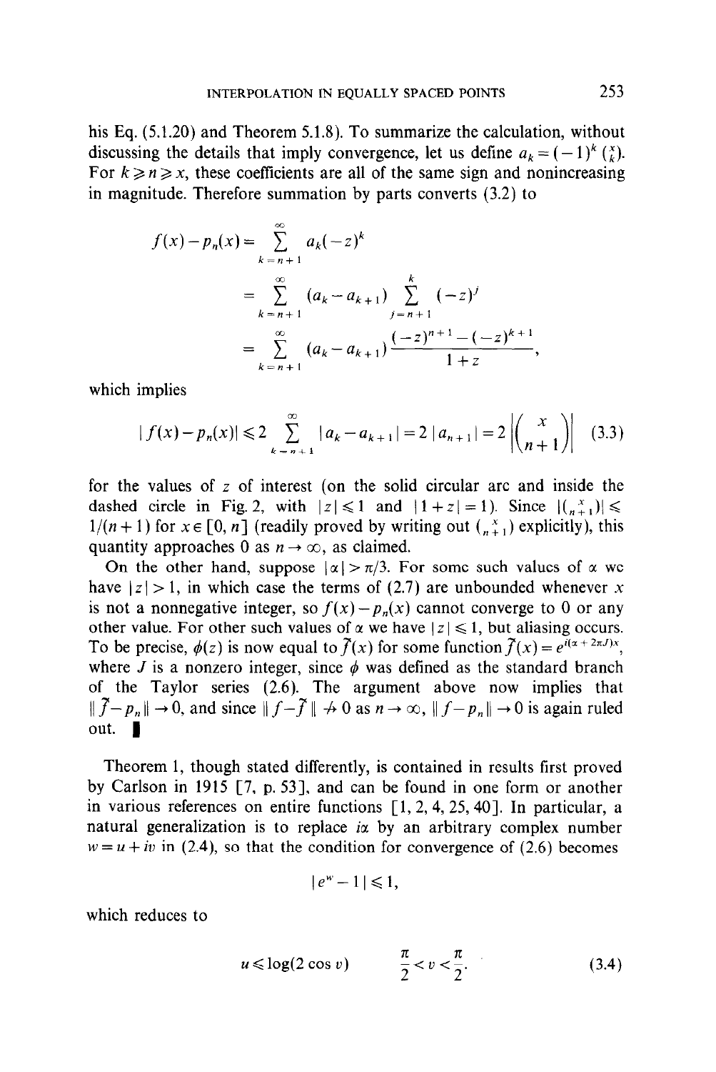his Eq. (5.1.20) and Theorem 5.1.8). To summarize the calculation, without discussing the details that imply convergence, let us define $a_k = (-1)^k \binom{x}{k}$. For $k \geqslant n \geqslant x$, these coefficients are all of the same sign and nonincreasing in magnitude. Therefore summation by parts converts (3.2) to

$$
\begin{aligned}
f(x) - p_n(x) &= \sum_{k=n+1}^{\infty} a_k(-z)^k \\
&= \sum_{k=n+1}^{\infty} (a_k - a_{k+1}) \sum_{j=n+1}^{k} (-z)^j \\
&= \sum_{k=n+1}^{\infty} (a_k - a_{k+1}) \frac{(-z)^{n+1} - (-z)^{k+1}}{1+z},
\end{aligned}
$$

which implies

$$
|f(x) - p_n(x)| \leqslant 2 \sum_{k=n+1}^{\infty} |a_k - a_{k+1}| = 2\,|a_{n+1}| = 2 \left| \binom{x}{n+1} \right| \tag{3.3}
$$

for the values of $z$ of interest (on the solid circular arc and inside the dashed circle in Fig. 2, with $|z| \leqslant 1$ and $|1+z| = 1$). Since $|\binom{x}{n+1}| \leqslant 1/(n+1)$ for $x \in [0, n]$ (readily proved by writing out $\binom{x}{n+1}$ explicitly), this quantity approaches 0 as $n \to \infty$, as claimed.

On the other hand, suppose $|\alpha| > \pi/3$. For some such values of $\alpha$ we have $|z| > 1$, in which case the terms of (2.7) are unbounded whenever $x$ is not a nonnegative integer, so $f(x) - p_n(x)$ cannot converge to 0 or any other value. For other such values of $\alpha$ we have $|z| \leqslant 1$, but aliasing occurs. To be precise, $\phi(z)$ is now equal to $\tilde{f}(x)$ for some function $\tilde{f}(x) = e^{i(\alpha + 2\pi J)x}$, where $J$ is a nonzero integer, since $\phi$ was defined as the standard branch of the Taylor series (2.6). The argument above now implies that $\|\tilde{f} - p_n\| \to 0$, and since $\|f - \tilde{f}\| \not\to 0$ as $n \to \infty$, $\|f - p_n\| \to 0$ is again ruled out. ∎

Theorem 1, though stated differently, is contained in results first proved by Carlson in 1915 [7, p. 53], and can be found in one form or another in various references on entire functions [1, 2, 4, 25, 40]. In particular, a natural generalization is to replace $i\alpha$ by an arbitrary complex number $w = u + iv$ in (2.4), so that the condition for convergence of (2.6) becomes

$$
|e^w - 1| \leqslant 1,
$$

which reduces to

$$
u \leqslant \log(2 \cos v) \qquad \frac{\pi}{2} < v < \frac{\pi}{2}. \tag{3.4}
$$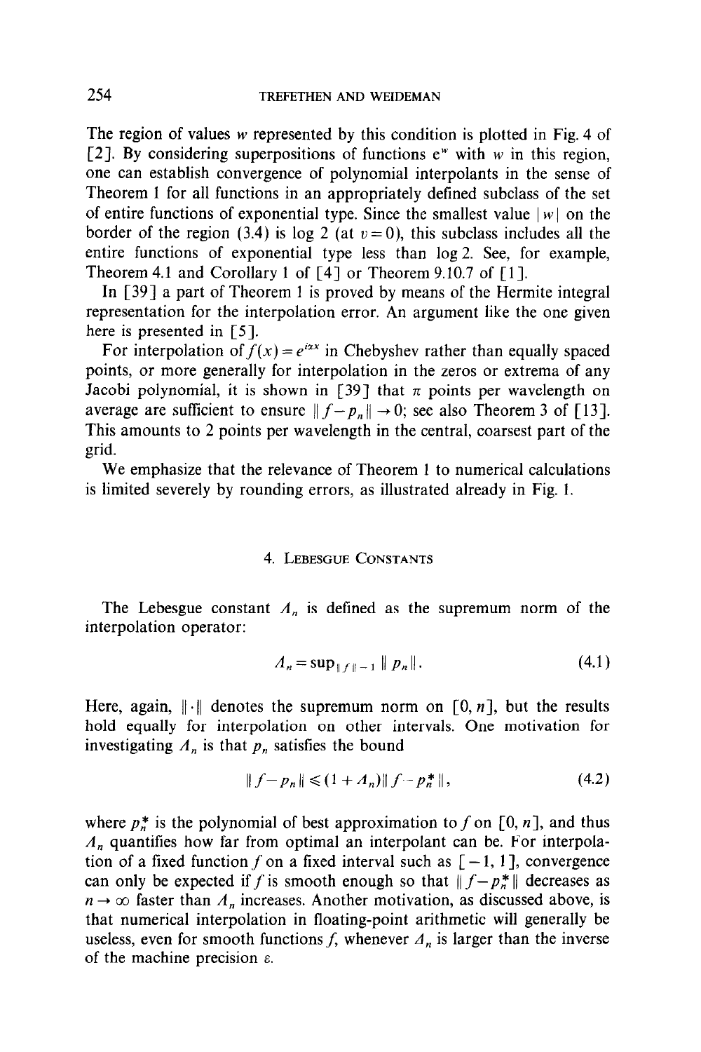The region of values $w$ represented by this condition is plotted in Fig. 4 of [2]. By considering superpositions of functions $e^w$ with $w$ in this region, one can establish convergence of polynomial interpolants in the sense of Theorem 1 for all functions in an appropriately defined subclass of the set of entire functions of exponential type. Since the smallest value $|w|$ on the border of the region (3.4) is $\log 2$ (at $v = 0$), this subclass includes all the entire functions of exponential type less than $\log 2$. See, for example, Theorem 4.1 and Corollary 1 of [4] or Theorem 9.10.7 of [1].

In [39] a part of Theorem 1 is proved by means of the Hermite integral representation for the interpolation error. An argument like the one given here is presented in [5].

For interpolation of $f(x) = e^{i\alpha x}$ in Chebyshev rather than equally spaced points, or more generally for interpolation in the zeros or extrema of any Jacobi polynomial, it is shown in [39] that $\pi$ points per wavelength on average are sufficient to ensure $\| f - p_n \| \to 0$; see also Theorem 3 of [13]. This amounts to 2 points per wavelength in the central, coarsest part of the grid.

We emphasize that the relevance of Theorem 1 to numerical calculations is limited severely by rounding errors, as illustrated already in Fig. 1.

## 4. Lebesgue Constants

The Lebesgue constant $\Lambda_n$ is defined as the supremum norm of the interpolation operator:

$$\Lambda_n = \sup_{\| f \| = 1} \| p_n \|. \tag{4.1}$$

Here, again, $\| \cdot \|$ denotes the supremum norm on $[0, n]$, but the results hold equally for interpolation on other intervals. One motivation for investigating $\Lambda_n$ is that $p_n$ satisfies the bound

$$\| f - p_n \| \leqslant (1 + \Lambda_n) \| f - p_n^* \|, \tag{4.2}$$

where $p_n^*$ is the polynomial of best approximation to $f$ on $[0, n]$, and thus $\Lambda_n$ quantifies how far from optimal an interpolant can be. For interpolation of a fixed function $f$ on a fixed interval such as $[-1, 1]$, convergence can only be expected if $f$ is smooth enough so that $\| f - p_n^* \|$ decreases as $n \to \infty$ faster than $\Lambda_n$ increases. Another motivation, as discussed above, is that numerical interpolation in floating-point arithmetic will generally be useless, even for smooth functions $f$, whenever $\Lambda_n$ is larger than the inverse of the machine precision $\varepsilon$.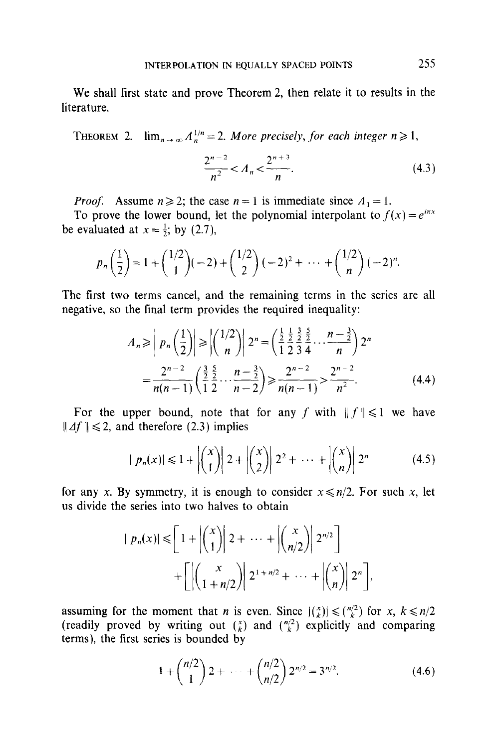We shall first state and prove Theorem 2, then relate it to results in the literature.

THEOREM 2. $\lim_{n\to\infty} \Lambda_n^{1/n} = 2$. *More precisely, for each integer* $n \geqslant 1$,

$$\frac{2^{n-2}}{n^2} < \Lambda_n < \frac{2^{n+3}}{n}. \tag{4.3}$$

*Proof.* Assume $n \geqslant 2$; the case $n = 1$ is immediate since $\Lambda_1 = 1$.

To prove the lower bound, let the polynomial interpolant to $f(x) = e^{i\pi x}$ be evaluated at $x = \frac{1}{2}$; by (2.7),

$$p_n\left(\frac{1}{2}\right) = 1 + \binom{1/2}{1}(-2) + \binom{1/2}{2}(-2)^2 + \cdots + \binom{1/2}{n}(-2)^n.$$

The first two terms cancel, and the remaining terms in the series are all negative, so the final term provides the required inequality:

$$\begin{aligned}
\Lambda_n &\geqslant \left| p_n\left(\frac{1}{2}\right)\right| \geqslant \left|\binom{1/2}{n}\right| 2^n = \left(\frac{\frac{1}{2}\,\frac{1}{2}\,\frac{3}{2}\,\frac{5}{2}}{1\;2\;3\;4} \cdots \frac{n-\frac{3}{2}}{n}\right) 2^n \\
&= \frac{2^{n-2}}{n(n-1)}\left(\frac{\frac{3}{2}\,\frac{5}{2}}{1\;2} \cdots \frac{n-\frac{3}{2}}{n-2}\right) \geqslant \frac{2^{n-2}}{n(n-1)} > \frac{2^{n-2}}{n^2}.
\end{aligned} \tag{4.4}$$

For the upper bound, note that for any $f$ with $\|f\| \leqslant 1$ we have $\|\Delta f\| \leqslant 2$, and therefore (2.3) implies

$$|p_n(x)| \leqslant 1 + \left|\binom{x}{1}\right| 2 + \left|\binom{x}{2}\right| 2^2 + \cdots + \left|\binom{x}{n}\right| 2^n \tag{4.5}$$

for any $x$. By symmetry, it is enough to consider $x \leqslant n/2$. For such $x$, let us divide the series into two halves to obtain

$$\begin{aligned}
|p_n(x)| \leqslant &\left[1 + \left|\binom{x}{1}\right| 2 + \cdots + \left|\binom{x}{n/2}\right| 2^{n/2}\right] \\
&+ \left[\left|\binom{x}{1+n/2}\right| 2^{1+n/2} + \cdots + \left|\binom{x}{n}\right| 2^n\right],
\end{aligned}$$

assuming for the moment that $n$ is even. Since $|\binom{x}{k}| \leqslant \binom{n/2}{k}$ for $x, k \leqslant n/2$ (readily proved by writing out $\binom{x}{k}$ and $\binom{n/2}{k}$ explicitly and comparing terms), the first series is bounded by

$$1 + \binom{n/2}{1} 2 + \cdots + \binom{n/2}{n/2} 2^{n/2} = 3^{n/2}. \tag{4.6}$$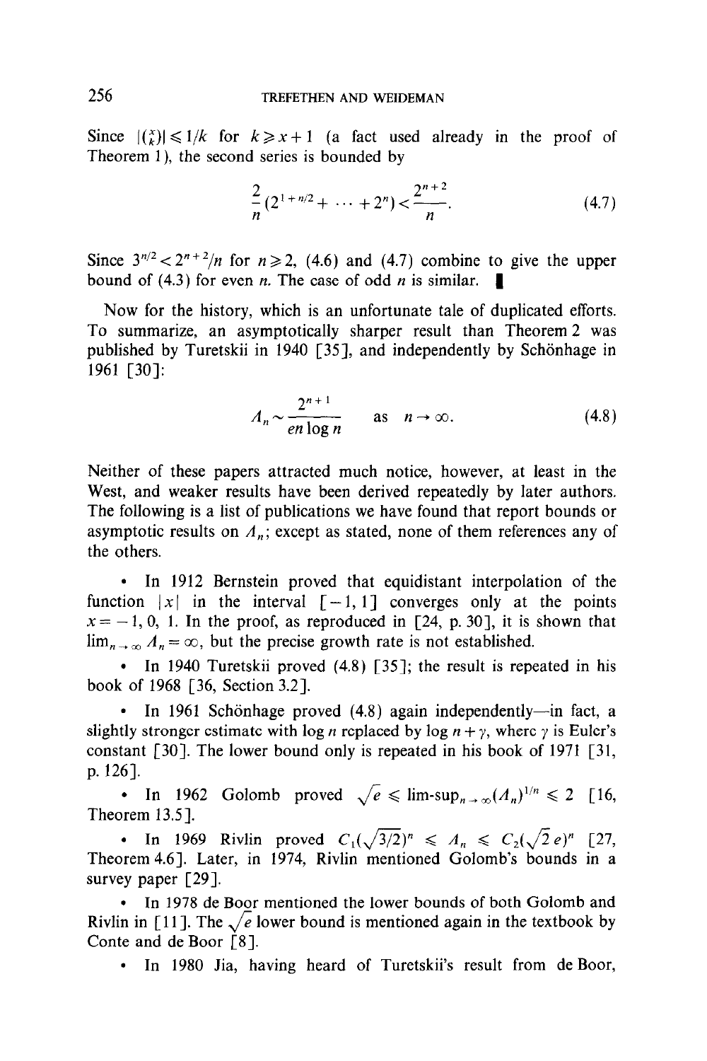Since $|\binom{x}{k}| \leqslant 1/k$ for $k \geqslant x+1$ (a fact used already in the proof of Theorem 1), the second series is bounded by

$$\frac{2}{n}(2^{1+n/2} + \cdots + 2^n) < \frac{2^{n+2}}{n}. \tag{4.7}$$

Since $3^{n/2} < 2^{n+2}/n$ for $n \geqslant 2$, (4.6) and (4.7) combine to give the upper bound of (4.3) for even $n$. The case of odd $n$ is similar. ∎

Now for the history, which is an unfortunate tale of duplicated efforts. To summarize, an asymptotically sharper result than Theorem 2 was published by Turetskii in 1940 [35], and independently by Schönhage in 1961 [30]:

$$\Lambda_n \sim \frac{2^{n+1}}{en \log n} \qquad \text{as} \quad n \to \infty. \tag{4.8}$$

Neither of these papers attracted much notice, however, at least in the West, and weaker results have been derived repeatedly by later authors. The following is a list of publications we have found that report bounds or asymptotic results on $\Lambda_n$; except as stated, none of them references any of the others.

- In 1912 Bernstein proved that equidistant interpolation of the function $|x|$ in the interval $[-1, 1]$ converges only at the points $x = -1, 0, 1$. In the proof, as reproduced in [24, p. 30], it is shown that $\lim_{n \to \infty} \Lambda_n = \infty$, but the precise growth rate is not established.
- In 1940 Turetskii proved (4.8) [35]; the result is repeated in his book of 1968 [36, Section 3.2].
- In 1961 Schönhage proved (4.8) again independently—in fact, a slightly stronger estimate with $\log n$ replaced by $\log n + \gamma$, where $\gamma$ is Euler's constant [30]. The lower bound only is repeated in his book of 1971 [31, p. 126].
- In 1962 Golomb proved $\sqrt{e} \leqslant \text{lim-sup}_{n \to \infty} (\Lambda_n)^{1/n} \leqslant 2$ [16, Theorem 13.5].
- In 1969 Rivlin proved $C_1(\sqrt{3/2})^n \leqslant \Lambda_n \leqslant C_2(\sqrt{2}\, e)^n$ [27, Theorem 4.6]. Later, in 1974, Rivlin mentioned Golomb's bounds in a survey paper [29].
- In 1978 de Boor mentioned the lower bounds of both Golomb and Rivlin in [11]. The $\sqrt{e}$ lower bound is mentioned again in the textbook by Conte and de Boor [8].
- In 1980 Jia, having heard of Turetskii's result from de Boor,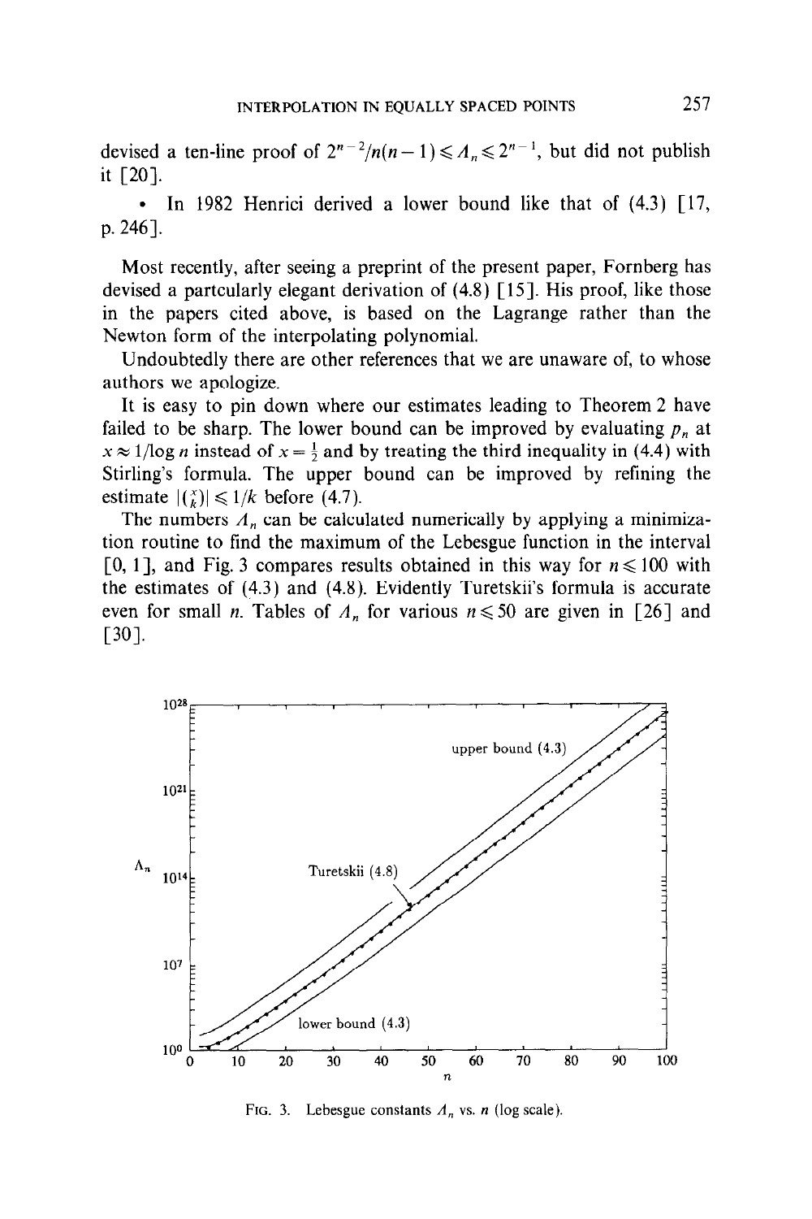devised a ten-line proof of $2^{n-2}/n(n-1) \leqslant \Lambda_n \leqslant 2^{n-1}$, but did not publish it [20].

- In 1982 Henrici derived a lower bound like that of (4.3) [17, p. 246].

Most recently, after seeing a preprint of the present paper, Fornberg has devised a partcularly elegant derivation of (4.8) [15]. His proof, like those in the papers cited above, is based on the Lagrange rather than the Newton form of the interpolating polynomial.

Undoubtedly there are other references that we are unaware of, to whose authors we apologize.

It is easy to pin down where our estimates leading to Theorem 2 have failed to be sharp. The lower bound can be improved by evaluating $p_n$ at $x \approx 1/\log n$ instead of $x = \frac{1}{2}$ and by treating the third inequality in (4.4) with Stirling's formula. The upper bound can be improved by refining the estimate $|\binom{x}{k}| \leqslant 1/k$ before (4.7).

The numbers $\Lambda_n$ can be calculated numerically by applying a minimization routine to find the maximum of the Lebesgue function in the interval $[0, 1]$, and Fig. 3 compares results obtained in this way for $n \leqslant 100$ with the estimates of (4.3) and (4.8). Evidently Turetskii's formula is accurate even for small $n$. Tables of $\Lambda_n$ for various $n \leqslant 50$ are given in [26] and [30].

FIG. 3. Lebesgue constants $\Lambda_n$ vs. $n$ (log scale).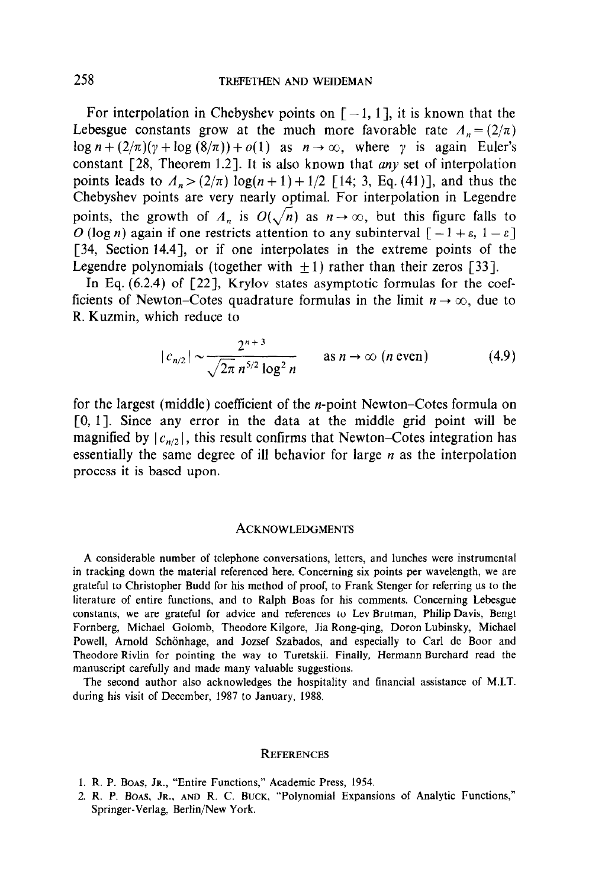For interpolation in Chebyshev points on $[-1, 1]$, it is known that the Lebesgue constants grow at the much more favorable rate $\Lambda_n = (2/\pi) \log n + (2/\pi)(\gamma + \log(8/\pi)) + o(1)$ as $n \to \infty$, where $\gamma$ is again Euler's constant [28, Theorem 1.2]. It is also known that *any* set of interpolation points leads to $\Lambda_n > (2/\pi) \log(n+1) + 1/2$ [14; 3, Eq. (41)], and thus the Chebyshev points are very nearly optimal. For interpolation in Legendre points, the growth of $\Lambda_n$ is $O(\sqrt{n})$ as $n \to \infty$, but this figure falls to $O(\log n)$ again if one restricts attention to any subinterval $[-1+\varepsilon, 1-\varepsilon]$ [34, Section 14.4], or if one interpolates in the extreme points of the Legendre polynomials (together with $\pm 1$) rather than their zeros [33].

In Eq. (6.2.4) of [22], Krylov states asymptotic formulas for the coefficients of Newton–Cotes quadrature formulas in the limit $n \to \infty$, due to R. Kuzmin, which reduce to

$$|c_{n/2}| \sim \frac{2^{n+3}}{\sqrt{2\pi}\, n^{5/2} \log^2 n} \qquad \text{as } n \to \infty \ (n \text{ even}) \tag{4.9}$$

for the largest (middle) coefficient of the $n$-point Newton–Cotes formula on $[0, 1]$. Since any error in the data at the middle grid point will be magnified by $|c_{n/2}|$, this result confirms that Newton–Cotes integration has essentially the same degree of ill behavior for large $n$ as the interpolation process it is based upon.

## Acknowledgments

A considerable number of telephone conversations, letters, and lunches were instrumental in tracking down the material referenced here. Concerning six points per wavelength, we are grateful to Christopher Budd for his method of proof, to Frank Stenger for referring us to the literature of entire functions, and to Ralph Boas for his comments. Concerning Lebesgue constants, we are grateful for advice and references to Lev Brutman, Philip Davis, Bengt Fornberg, Michael Golomb, Theodore Kilgore, Jia Rong-qing, Doron Lubinsky, Michael Powell, Arnold Schönhage, and Jozsef Szabados, and especially to Carl de Boor and Theodore Rivlin for pointing the way to Turetskii. Finally, Hermann Burchard read the manuscript carefully and made many valuable suggestions.

The second author also acknowledges the hospitality and financial assistance of M.I.T. during his visit of December, 1987 to January, 1988.

## References

1. R. P. Boas, Jr., "Entire Functions," Academic Press, 1954.
2. R. P. Boas, Jr., and R. C. Buck, "Polynomial Expansions of Analytic Functions," Springer-Verlag, Berlin/New York.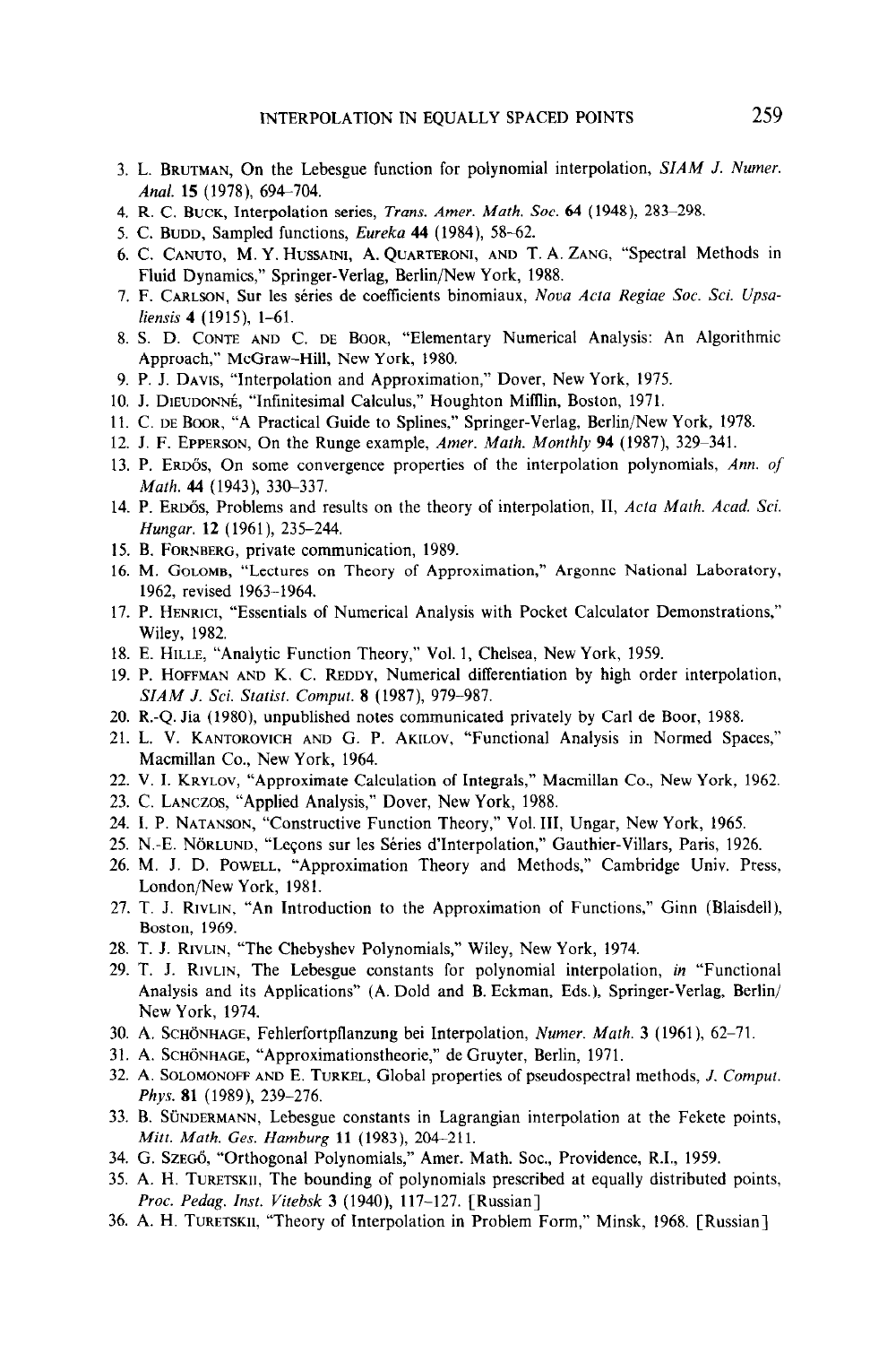3. L. Brutman, On the Lebesgue function for polynomial interpolation, *SIAM J. Numer. Anal.* **15** (1978), 694–704.
4. R. C. Buck, Interpolation series, *Trans. Amer. Math. Soc.* **64** (1948), 283–298.
5. C. Budd, Sampled functions, *Eureka* **44** (1984), 58–62.
6. C. Canuto, M. Y. Hussaini, A. Quarteroni, and T. A. Zang, "Spectral Methods in Fluid Dynamics," Springer-Verlag, Berlin/New York, 1988.
7. F. Carlson, Sur les séries de coefficients binomiaux, *Nova Acta Regiae Soc. Sci. Upsaliensis* **4** (1915), 1–61.
8. S. D. Conte and C. de Boor, "Elementary Numerical Analysis: An Algorithmic Approach," McGraw-Hill, New York, 1980.
9. P. J. Davis, "Interpolation and Approximation," Dover, New York, 1975.
10. J. Dieudonné, "Infinitesimal Calculus," Houghton Mifflin, Boston, 1971.
11. C. de Boor, "A Practical Guide to Splines," Springer-Verlag, Berlin/New York, 1978.
12. J. F. Epperson, On the Runge example, *Amer. Math. Monthly* **94** (1987), 329–341.
13. P. Erdős, On some convergence properties of the interpolation polynomials, *Ann. of Math.* **44** (1943), 330–337.
14. P. Erdős, Problems and results on the theory of interpolation, II, *Acta Math. Acad. Sci. Hungar.* **12** (1961), 235–244.
15. B. Fornberg, private communication, 1989.
16. M. Golomb, "Lectures on Theory of Approximation," Argonne National Laboratory, 1962, revised 1963–1964.
17. P. Henrici, "Essentials of Numerical Analysis with Pocket Calculator Demonstrations," Wiley, 1982.
18. E. Hille, "Analytic Function Theory," Vol. 1, Chelsea, New York, 1959.
19. P. Hoffman and K. C. Reddy, Numerical differentiation by high order interpolation, *SIAM J. Sci. Statist. Comput.* **8** (1987), 979–987.
20. R.-Q. Jia (1980), unpublished notes communicated privately by Carl de Boor, 1988.
21. L. V. Kantorovich and G. P. Akilov, "Functional Analysis in Normed Spaces," Macmillan Co., New York, 1964.
22. V. I. Krylov, "Approximate Calculation of Integrals," Macmillan Co., New York, 1962.
23. C. Lanczos, "Applied Analysis," Dover, New York, 1988.
24. I. P. Natanson, "Constructive Function Theory," Vol. III, Ungar, New York, 1965.
25. N.-E. Nörlund, "Leçons sur les Séries d'Interpolation," Gauthier-Villars, Paris, 1926.
26. M. J. D. Powell, "Approximation Theory and Methods," Cambridge Univ. Press, London/New York, 1981.
27. T. J. Rivlin, "An Introduction to the Approximation of Functions," Ginn (Blaisdell), Boston, 1969.
28. T. J. Rivlin, "The Chebyshev Polynomials," Wiley, New York, 1974.
29. T. J. Rivlin, The Lebesgue constants for polynomial interpolation, *in* "Functional Analysis and its Applications" (A. Dold and B. Eckman, Eds.), Springer-Verlag, Berlin/New York, 1974.
30. A. Schönhage, Fehlerfortpflanzung bei Interpolation, *Numer. Math.* **3** (1961), 62–71.
31. A. Schönhage, "Approximationstheorie," de Gruyter, Berlin, 1971.
32. A. Solomonoff and E. Turkel, Global properties of pseudospectral methods, *J. Comput. Phys.* **81** (1989), 239–276.
33. B. Sündermann, Lebesgue constants in Lagrangian interpolation at the Fekete points, *Mitt. Math. Ges. Hamburg* **11** (1983), 204–211.
34. G. Szegő, "Orthogonal Polynomials," Amer. Math. Soc., Providence, R.I., 1959.
35. A. H. Turetskii, The bounding of polynomials prescribed at equally distributed points, *Proc. Pedag. Inst. Vitebsk* **3** (1940), 117–127. [Russian]
36. A. H. Turetskii, "Theory of Interpolation in Problem Form," Minsk, 1968. [Russian]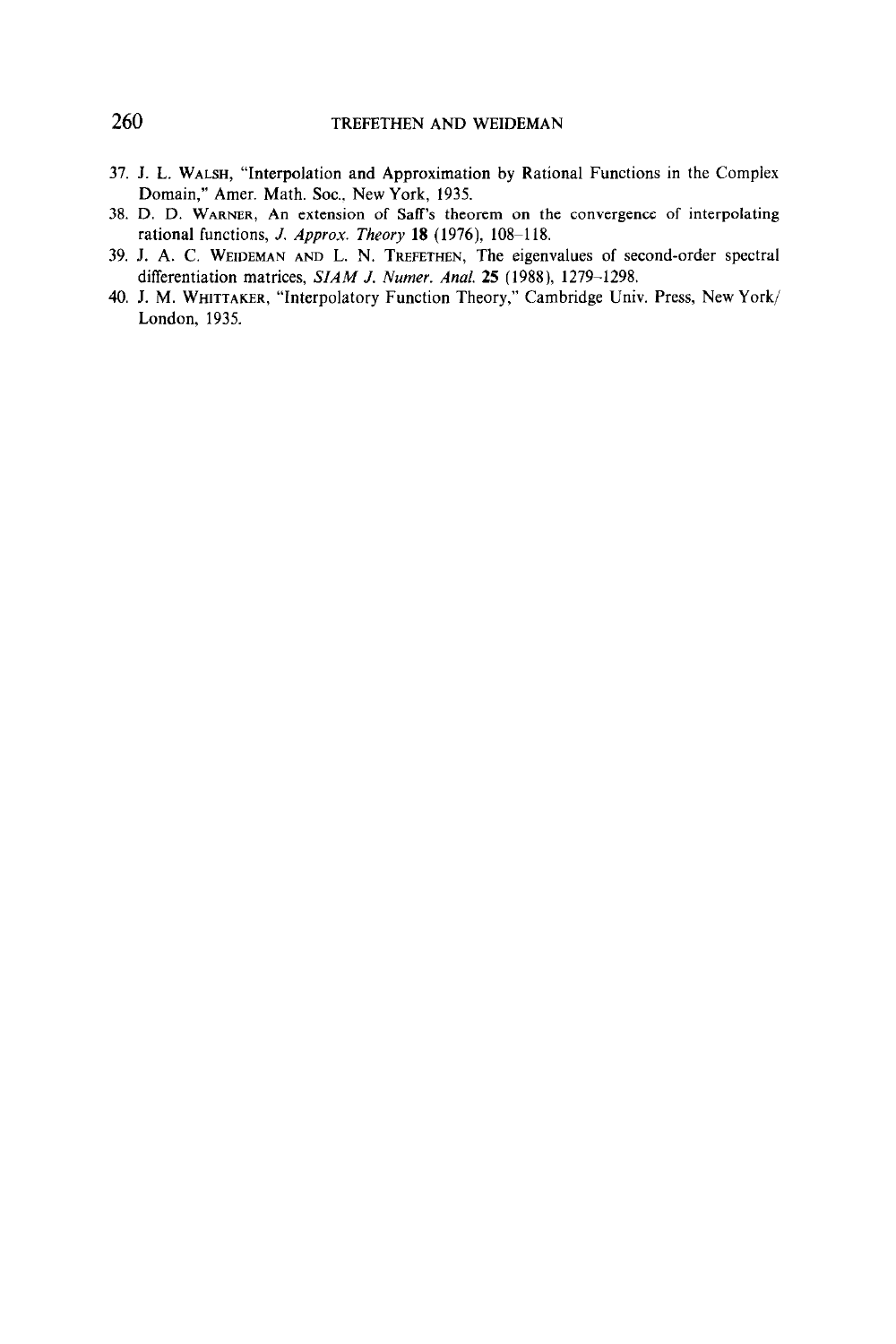37. J. L. Walsh, "Interpolation and Approximation by Rational Functions in the Complex Domain," Amer. Math. Soc., New York, 1935.
38. D. D. Warner, An extension of Saff's theorem on the convergence of interpolating rational functions, *J. Approx. Theory* **18** (1976), 108–118.
39. J. A. C. Weideman and L. N. Trefethen, The eigenvalues of second-order spectral differentiation matrices, *SIAM J. Numer. Anal.* **25** (1988), 1279–1298.
40. J. M. Whittaker, "Interpolatory Function Theory," Cambridge Univ. Press, New York/London, 1935.